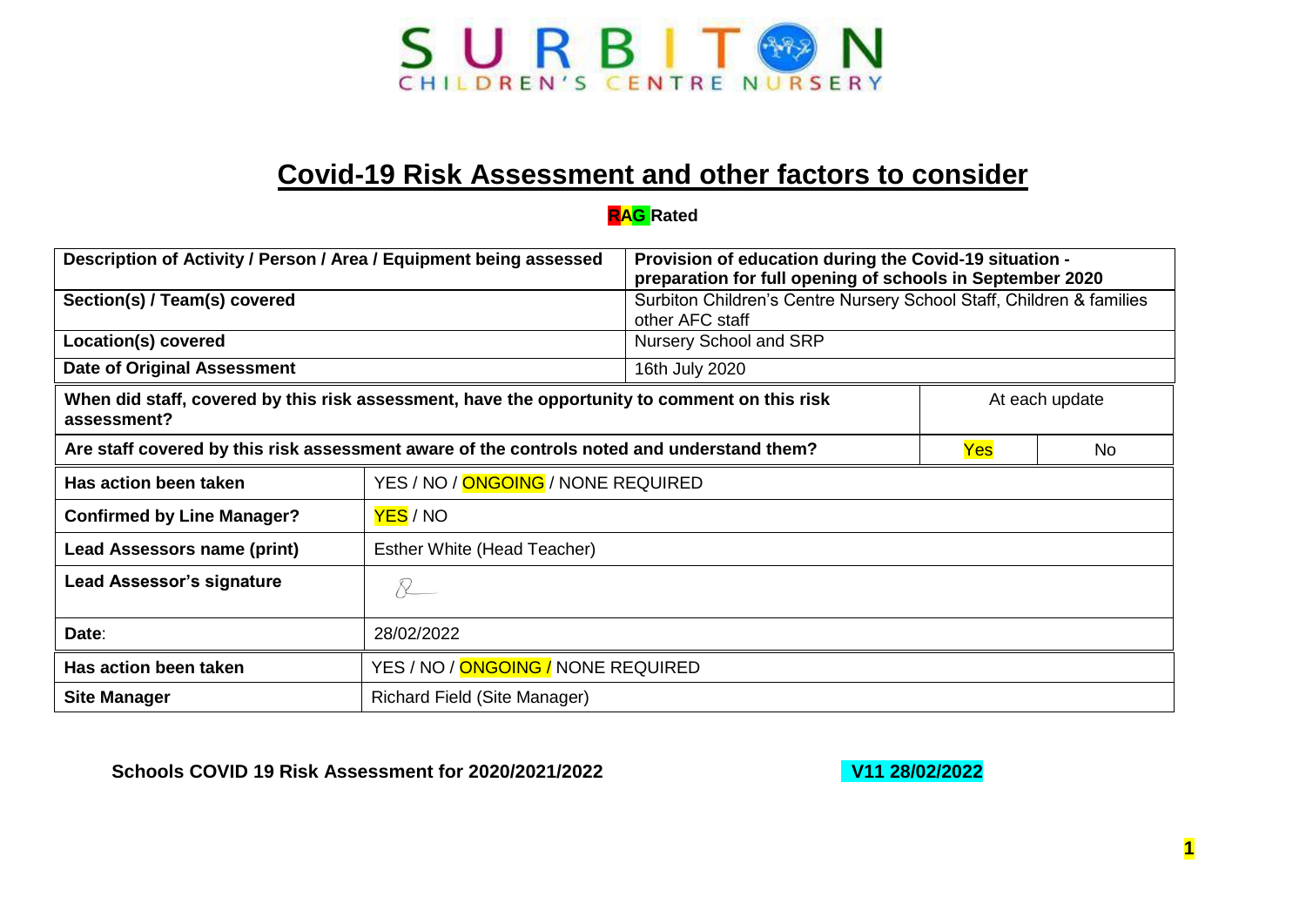SURBITON
CHILDREN'S CENTRE NURSERY

# Covid-19 Risk Assessment and other factors to consider

**RAG Rated**

| **Description of Activity / Person / Area / Equipment being assessed** | | **Provision of education during the Covid-19 situation - preparation for full opening of schools in September 2020** | |
|---|---|---|---|
| **Section(s) / Team(s) covered** | | Surbiton Children's Centre Nursery School Staff, Children & families other AFC staff | |
| **Location(s) covered** | | Nursery School and SRP | |
| **Date of Original Assessment** | | 16th July 2020 | |
| **When did staff, covered by this risk assessment, have the opportunity to comment on this risk assessment?** | | | At each update |
| **Are staff covered by this risk assessment aware of the controls noted and understand them?** | | Yes | No |
| **Has action been taken** | YES / NO / ONGOING / NONE REQUIRED | | |
| **Confirmed by Line Manager?** | YES / NO | | |
| **Lead Assessors name (print)** | Esther White (Head Teacher) | | |
| **Lead Assessor's signature** | | | |
| **Date:** | 28/02/2022 | | |
| **Has action been taken** | YES / NO / ONGOING / NONE REQUIRED | | |
| **Site Manager** | Richard Field (Site Manager) | | |

**Schools COVID 19 Risk Assessment for 2020/2021/2022** **V11 28/02/2022**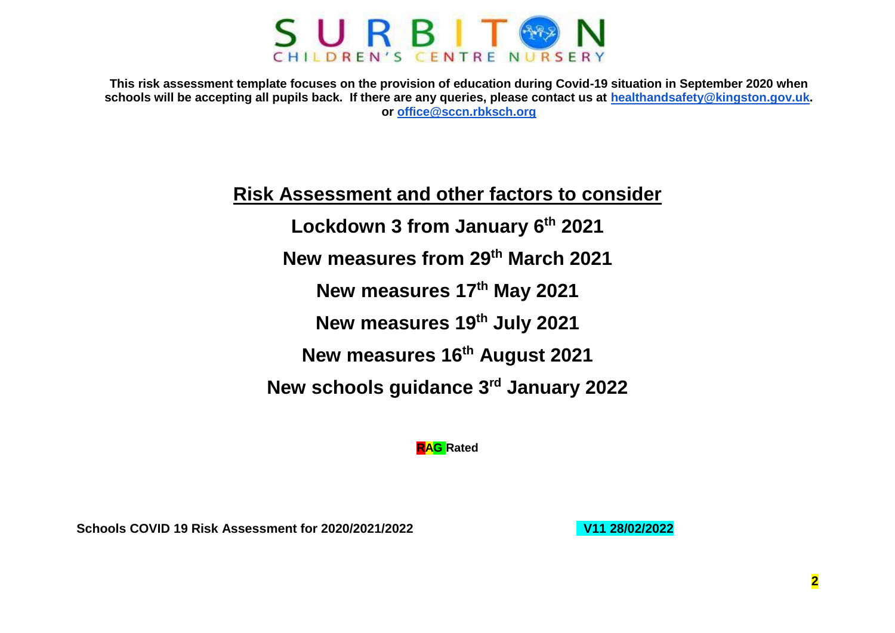# SURBITON CHILDREN'S CENTRE NURSERY

**This risk assessment template focuses on the provision of education during Covid-19 situation in September 2020 when schools will be accepting all pupils back. If there are any queries, please contact us at healthandsafety@kingston.gov.uk. or office@sccn.rbksch.org**

## Risk Assessment and other factors to consider

**Lockdown 3 from January 6th 2021**

**New measures from 29th March 2021**

**New measures 17th May 2021**

**New measures 19th July 2021**

**New measures 16th August 2021**

**New schools guidance 3rd January 2022**

**RAG Rated**

**Schools COVID 19 Risk Assessment for 2020/2021/2022** **V11 28/02/2022**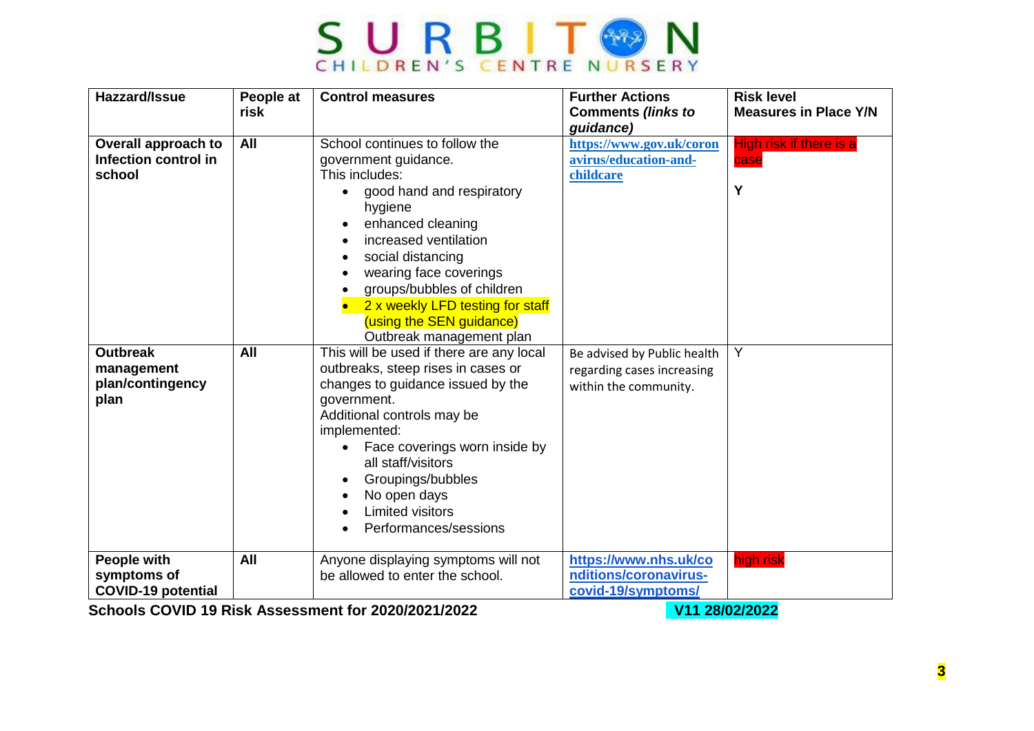# SURBITON CHILDREN'S CENTRE NURSERY

| Hazzard/Issue | People at risk | Control measures | Further Actions Comments *(links to guidance)* | Risk level Measures in Place Y/N |
|---|---|---|---|---|
| **Overall approach to Infection control in school** | **All** | School continues to follow the government guidance.<br>This includes:<br>• good hand and respiratory hygiene<br>• enhanced cleaning<br>• increased ventilation<br>• social distancing<br>• wearing face coverings<br>• groups/bubbles of children<br>• 2 x weekly LFD testing for staff (using the SEN guidance)<br>Outbreak management plan | https://www.gov.uk/coronavirus/education-and-childcare | High risk if there is a case<br><br>**Y** |
| **Outbreak management plan/contingency plan** | **All** | This will be used if there are any local outbreaks, steep rises in cases or changes to guidance issued by the government.<br>Additional controls may be implemented:<br>• Face coverings worn inside by all staff/visitors<br>• Groupings/bubbles<br>• No open days<br>• Limited visitors<br>• Performances/sessions | Be advised by Public health regarding cases increasing within the community. | Y |
| **People with symptoms of COVID-19 potential** | **All** | Anyone displaying symptoms will not be allowed to enter the school. | https://www.nhs.uk/conditions/coronavirus-covid-19/symptoms/ | high risk |

**Schools COVID 19 Risk Assessment for 2020/2021/2022** **V11 28/02/2022**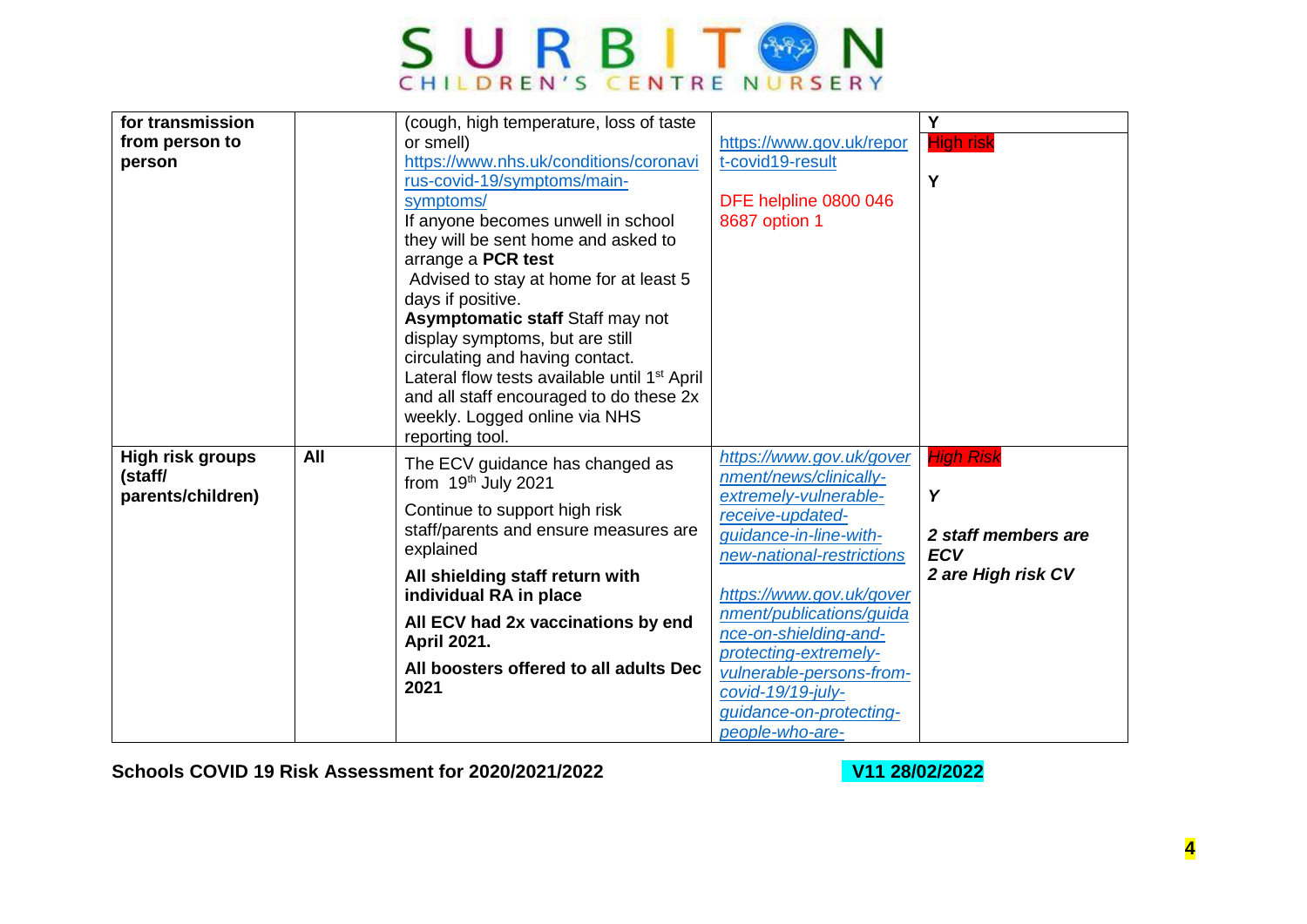| for transmission from person to person | | (cough, high temperature, loss of taste or smell) https://www.nhs.uk/conditions/coronavirus-covid-19/symptoms/main-symptoms/ If anyone becomes unwell in school they will be sent home and asked to arrange a **PCR test** Advised to stay at home for at least 5 days if positive. **Asymptomatic staff** Staff may not display symptoms, but are still circulating and having contact. Lateral flow tests available until 1st April and all staff encouraged to do these 2x weekly. Logged online via NHS reporting tool. | https://www.gov.uk/report-covid19-result DFE helpline 0800 046 8687 option 1 | Y High risk Y |
|---|---|---|---|---|
| **High risk groups (staff/ parents/children)** | **All** | The ECV guidance has changed as from 19th July 2021 Continue to support high risk staff/parents and ensure measures are explained **All shielding staff return with individual RA in place** **All ECV had 2x vaccinations by end April 2021.** **All boosters offered to all adults Dec 2021** | *https://www.gov.uk/government/news/clinically-extremely-vulnerable-receive-updated-guidance-in-line-with-new-national-restrictions* *https://www.gov.uk/government/publications/guidance-on-shielding-and-protecting-extremely-vulnerable-persons-from-covid-19/19-july-guidance-on-protecting-people-who-are-* | *High Risk* ***Y*** ***2 staff members are ECV*** ***2 are High risk CV*** |

**Schools COVID 19 Risk Assessment for 2020/2021/2022** **V11 28/02/2022**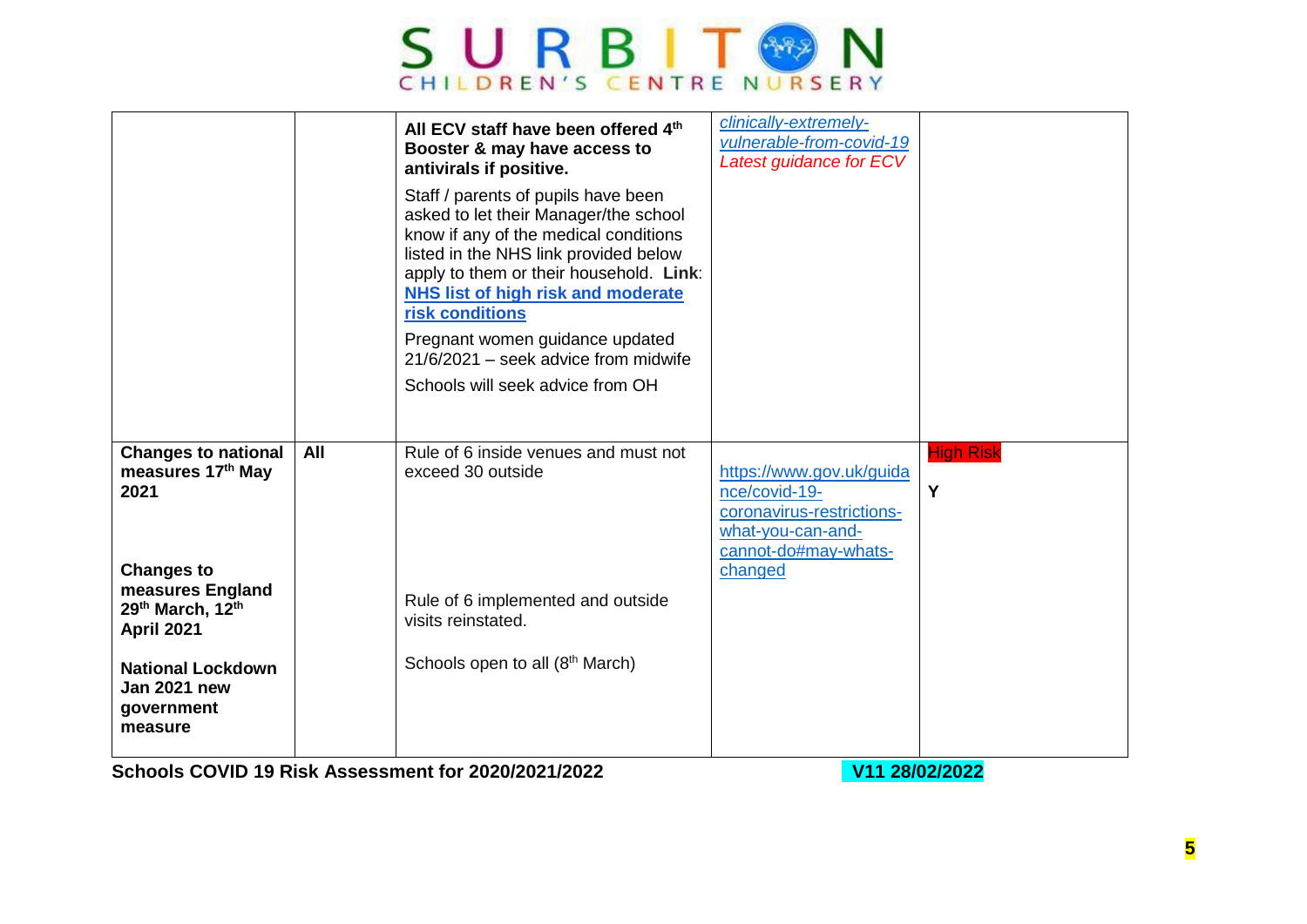| | | | | |
|---|---|---|---|---|
| | | **All ECV staff have been offered 4th Booster & may have access to antivirals if positive.**<br><br>Staff / parents of pupils have been asked to let their Manager/the school know if any of the medical conditions listed in the NHS link provided below apply to them or their household. **Link**: **NHS list of high risk and moderate risk conditions**<br><br>Pregnant women guidance updated 21/6/2021 – seek advice from midwife<br><br>Schools will seek advice from OH | *clinically-extremely-vulnerable-from-covid-19*<br>*Latest guidance for ECV* | |
| **Changes to national measures 17th May 2021**<br><br>**Changes to measures England 29th March, 12th April 2021**<br><br>**National Lockdown Jan 2021 new government measure** | **All** | Rule of 6 inside venues and must not exceed 30 outside<br><br>Rule of 6 implemented and outside visits reinstated.<br><br>Schools open to all (8th March) | https://www.gov.uk/guidance/covid-19-coronavirus-restrictions-what-you-can-and-cannot-do#may-whats-changed | High Risk<br><br>**Y** |

**Schools COVID 19 Risk Assessment for 2020/2021/2022** **V11 28/02/2022**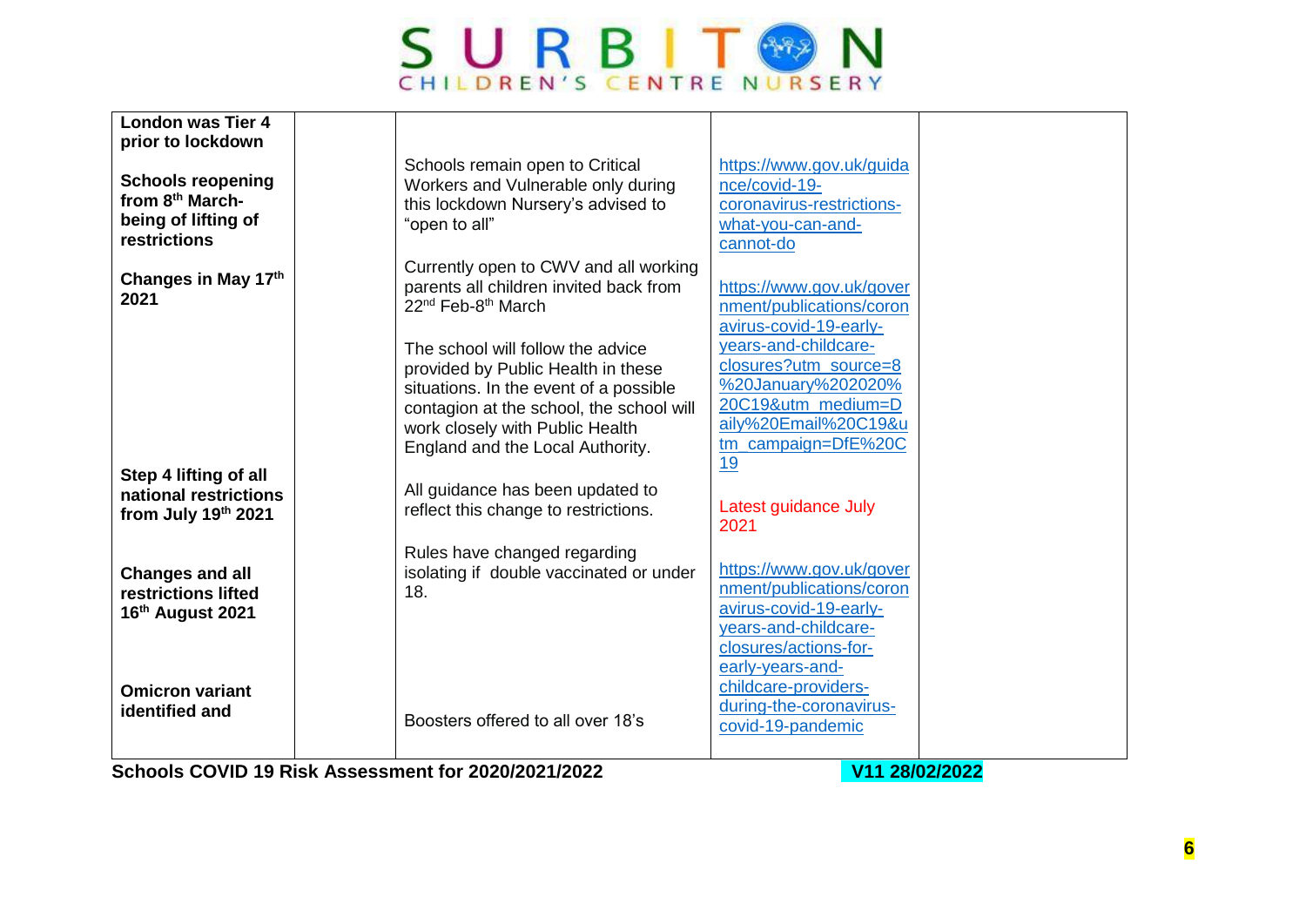| | | | | |
|---|---|---|---|---|
| **London was Tier 4 prior to lockdown**<br><br>**Schools reopening from 8th March- being of lifting of restrictions**<br><br>**Changes in May 17th 2021**<br><br>**Step 4 lifting of all national restrictions from July 19th 2021**<br><br>**Changes and all restrictions lifted 16th August 2021**<br><br>**Omicron variant identified and** | | Schools remain open to Critical Workers and Vulnerable only during this lockdown Nursery's advised to "open to all"<br><br>Currently open to CWV and all working parents all children invited back from 22nd Feb-8th March<br><br>The school will follow the advice provided by Public Health in these situations. In the event of a possible contagion at the school, the school will work closely with Public Health England and the Local Authority.<br><br>All guidance has been updated to reflect this change to restrictions.<br><br>Rules have changed regarding isolating if double vaccinated or under 18.<br><br>Boosters offered to all over 18's | https://www.gov.uk/guidance/covid-19-coronavirus-restrictions-what-you-can-and-cannot-do<br><br>https://www.gov.uk/government/publications/coronavirus-covid-19-early-years-and-childcare-closures?utm_source=8%20January%202020%20C19&utm_medium=Daily%20Email%20C19&utm_campaign=DfE%20C19<br><br>Latest guidance July 2021<br><br>https://www.gov.uk/government/publications/coronavirus-covid-19-early-years-and-childcare-closures/actions-for-early-years-and-childcare-providers-during-the-coronavirus-covid-19-pandemic | |

**Schools COVID 19 Risk Assessment for 2020/2021/2022** V11 28/02/2022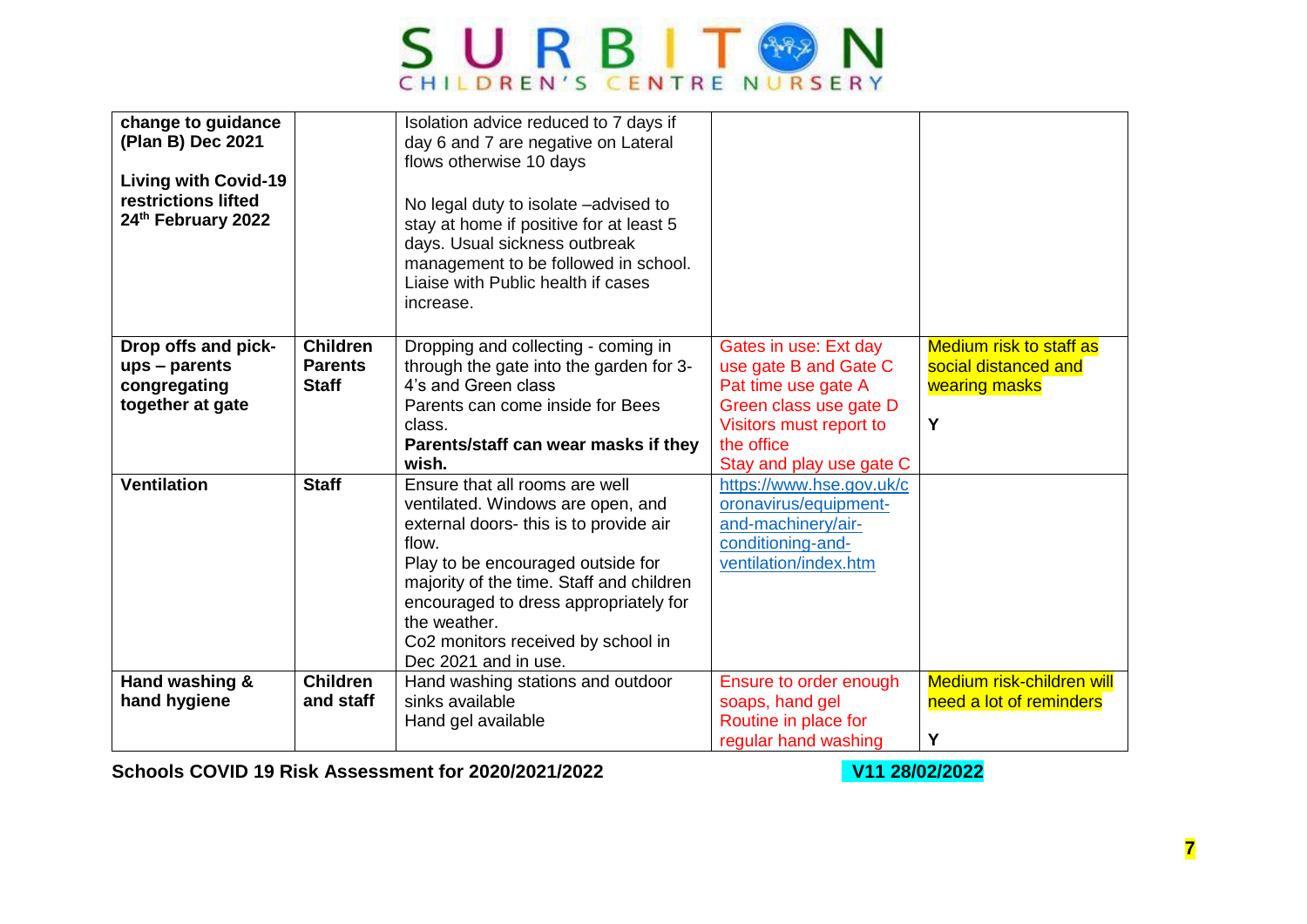| | | | | |
|---|---|---|---|---|
| **change to guidance (Plan B) Dec 2021**<br><br>**Living with Covid-19 restrictions lifted 24th February 2022** | | Isolation advice reduced to 7 days if day 6 and 7 are negative on Lateral flows otherwise 10 days<br><br>No legal duty to isolate –advised to stay at home if positive for at least 5 days. Usual sickness outbreak management to be followed in school. Liaise with Public health if cases increase. | | |
| **Drop offs and pick-ups – parents congregating together at gate** | **Children Parents Staff** | Dropping and collecting - coming in through the gate into the garden for 3-4's and Green class<br>Parents can come inside for Bees class.<br>**Parents/staff can wear masks if they wish.** | Gates in use: Ext day use gate B and Gate C<br>Pat time use gate A<br>Green class use gate D<br>Visitors must report to the office<br>Stay and play use gate C | Medium risk to staff as social distanced and wearing masks<br><br>**Y** |
| **Ventilation** | **Staff** | Ensure that all rooms are well ventilated. Windows are open, and external doors- this is to provide air flow.<br>Play to be encouraged outside for majority of the time. Staff and children encouraged to dress appropriately for the weather.<br>Co2 monitors received by school in Dec 2021 and in use. | https://www.hse.gov.uk/coronavirus/equipment-and-machinery/air-conditioning-and-ventilation/index.htm | |
| **Hand washing & hand hygiene** | **Children and staff** | Hand washing stations and outdoor sinks available<br>Hand gel available | Ensure to order enough soaps, hand gel<br>Routine in place for regular hand washing | Medium risk-children will need a lot of reminders<br><br>**Y** |

**Schools COVID 19 Risk Assessment for 2020/2021/2022** **V11 28/02/2022**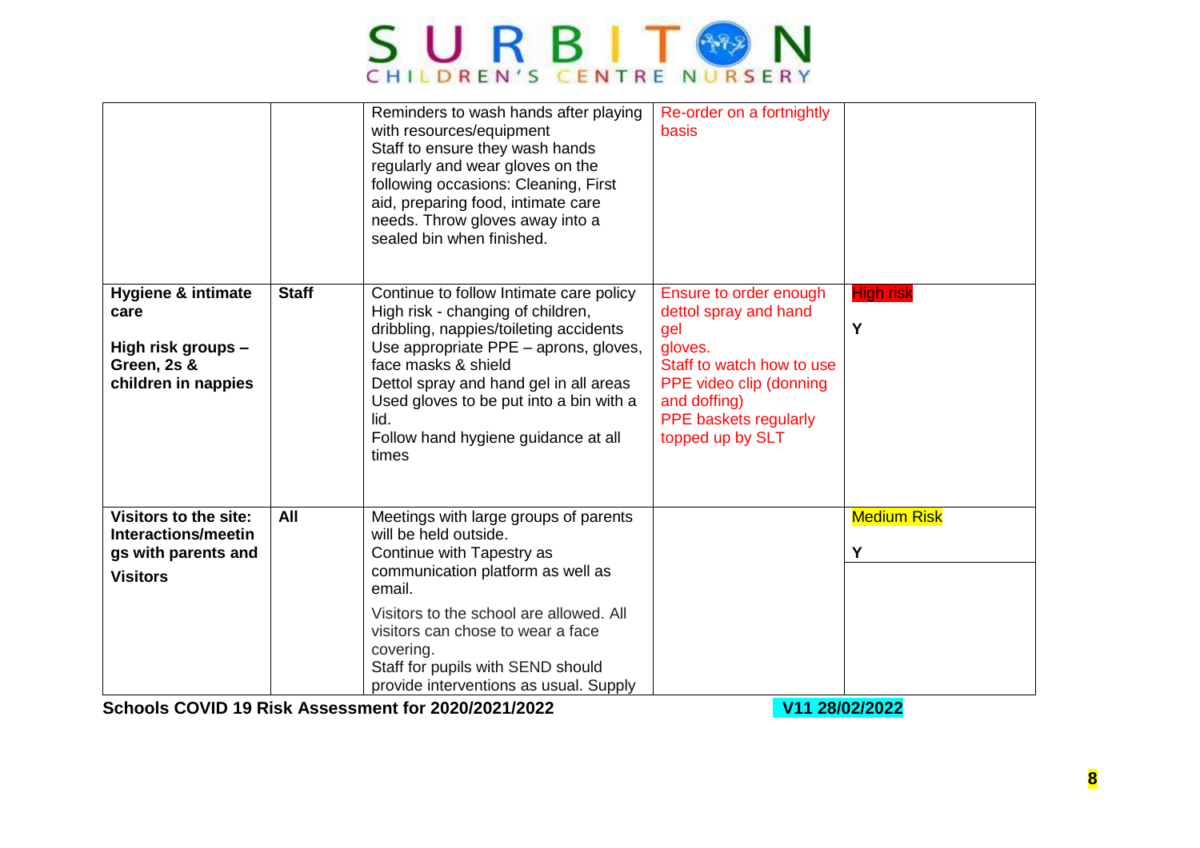| | | Reminders to wash hands after playing with resources/equipment<br>Staff to ensure they wash hands regularly and wear gloves on the following occasions: Cleaning, First aid, preparing food, intimate care needs. Throw gloves away into a sealed bin when finished. | Re-order on a fortnightly basis | |
|---|---|---|---|---|
| **Hygiene & intimate care**<br><br>**High risk groups – Green, 2s & children in nappies** | **Staff** | Continue to follow Intimate care policy<br>High risk - changing of children, dribbling, nappies/toileting accidents<br>Use appropriate PPE – aprons, gloves, face masks & shield<br>Dettol spray and hand gel in all areas<br>Used gloves to be put into a bin with a lid.<br>Follow hand hygiene guidance at all times | Ensure to order enough dettol spray and hand gel<br>gloves.<br>Staff to watch how to use PPE video clip (donning and doffing)<br>PPE baskets regularly topped up by SLT | High risk<br><br>**Y** |
| **Visitors to the site: Interactions/meetings with parents and**<br>**Visitors** | **All** | Meetings with large groups of parents will be held outside.<br>Continue with Tapestry as communication platform as well as email.<br><br>Visitors to the school are allowed. All visitors can chose to wear a face covering.<br>Staff for pupils with SEND should provide interventions as usual. Supply | | Medium Risk<br><br>**Y** |

**Schools COVID 19 Risk Assessment for 2020/2021/2022** V11 28/02/2022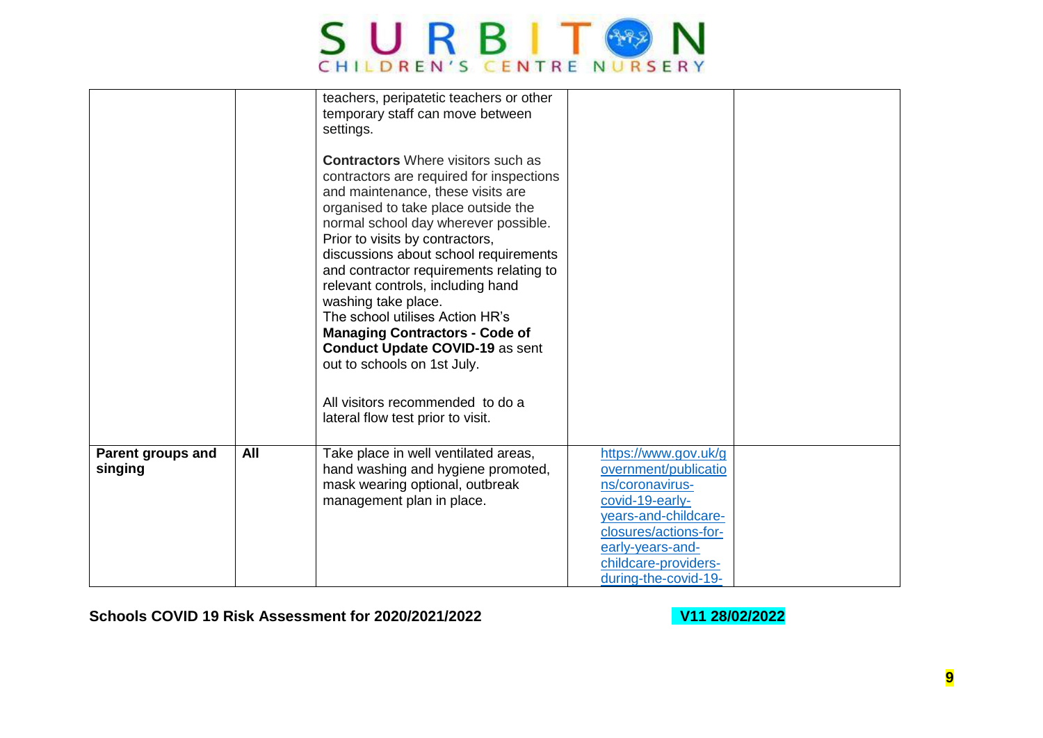| | | | | |
|---|---|---|---|---|
| | | teachers, peripatetic teachers or other temporary staff can move between settings.<br><br>**Contractors** Where visitors such as contractors are required for inspections and maintenance, these visits are organised to take place outside the normal school day wherever possible. Prior to visits by contractors, discussions about school requirements and contractor requirements relating to relevant controls, including hand washing take place.<br>The school utilises Action HR's **Managing Contractors - Code of Conduct Update COVID-19** as sent out to schools on 1st July.<br><br>All visitors recommended to do a lateral flow test prior to visit. | | |
| **Parent groups and singing** | **All** | Take place in well ventilated areas, hand washing and hygiene promoted, mask wearing optional, outbreak management plan in place. | https://www.gov.uk/government/publications/coronavirus-covid-19-early-years-and-childcare-closures/actions-for-early-years-and-childcare-providers-during-the-covid-19- | |

**Schools COVID 19 Risk Assessment for 2020/2021/2022** **V11 28/02/2022**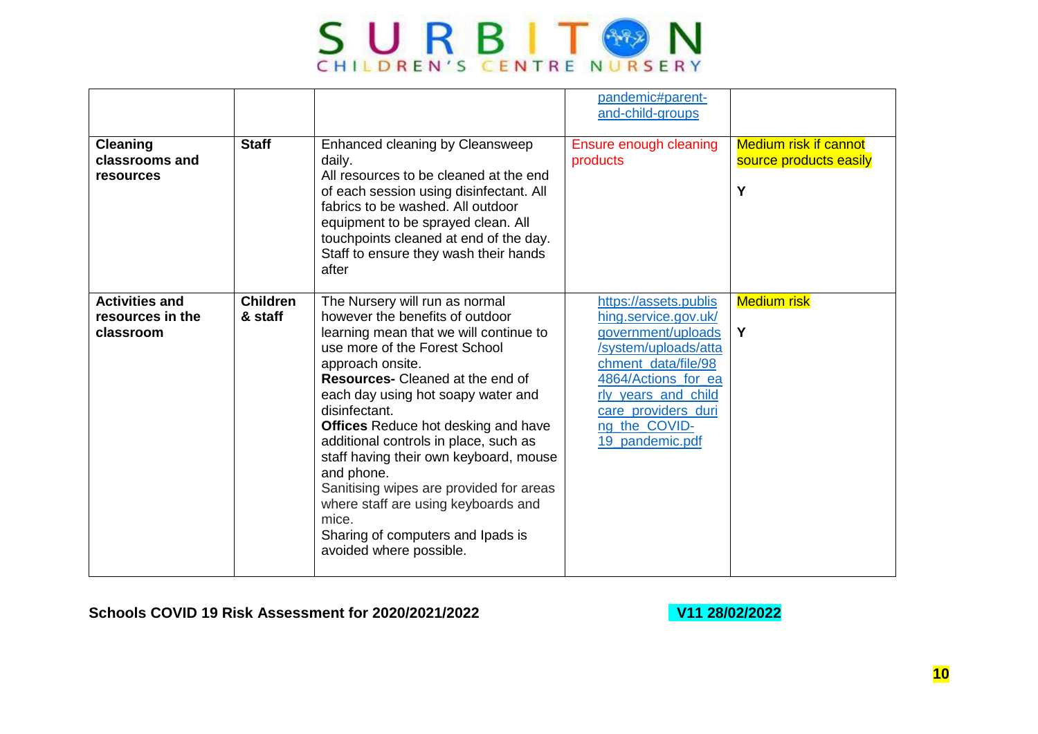| | | | | |
|---|---|---|---|---|
| | | | pandemic#parent-and-child-groups | |
| **Cleaning classrooms and resources** | **Staff** | Enhanced cleaning by Cleansweep daily.<br>All resources to be cleaned at the end of each session using disinfectant. All fabrics to be washed. All outdoor equipment to be sprayed clean. All touchpoints cleaned at end of the day. Staff to ensure they wash their hands after | Ensure enough cleaning products | Medium risk if cannot source products easily<br><br>**Y** |
| **Activities and resources in the classroom** | **Children & staff** | The Nursery will run as normal however the benefits of outdoor learning mean that we will continue to use more of the Forest School approach onsite.<br>**Resources-** Cleaned at the end of each day using hot soapy water and disinfectant.<br>**Offices** Reduce hot desking and have additional controls in place, such as staff having their own keyboard, mouse and phone.<br>Sanitising wipes are provided for areas where staff are using keyboards and mice.<br>Sharing of computers and Ipads is avoided where possible. | https://assets.publishing.service.gov.uk/government/uploads/system/uploads/attachment_data/file/984864/Actions_for_early_years_and_childcare_providers_during_the_COVID-19_pandemic.pdf | Medium risk<br><br>**Y** |

**Schools COVID 19 Risk Assessment for 2020/2021/2022** **V11 28/02/2022**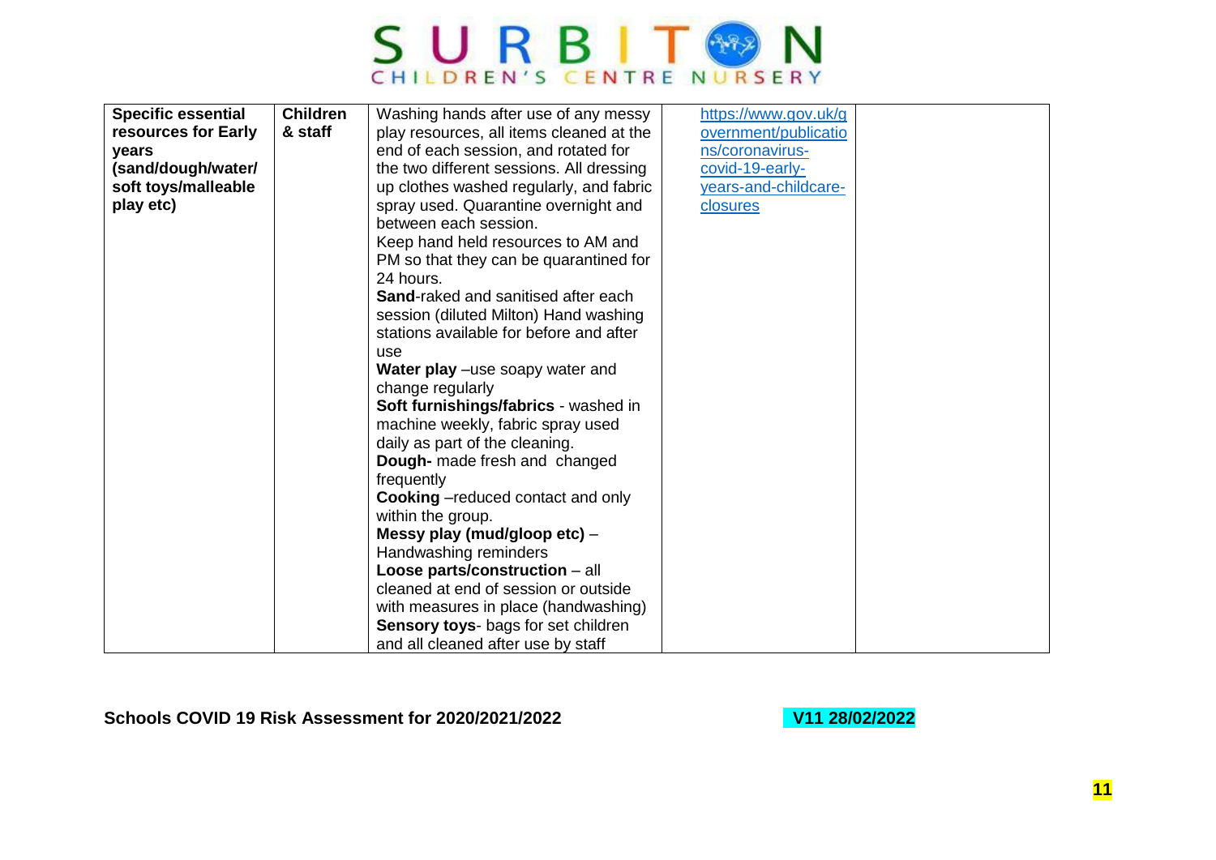| Specific essential resources for Early years (sand/dough/water/ soft toys/malleable play etc) | Children & staff | Washing hands after use of any messy play resources, all items cleaned at the end of each session, and rotated for the two different sessions. All dressing up clothes washed regularly, and fabric spray used. Quarantine overnight and between each session.<br>Keep hand held resources to AM and PM so that they can be quarantined for 24 hours.<br>**Sand**-raked and sanitised after each session (diluted Milton) Hand washing stations available for before and after use<br>**Water play** –use soapy water and change regularly<br>**Soft furnishings/fabrics** - washed in machine weekly, fabric spray used daily as part of the cleaning.<br>**Dough-** made fresh and changed frequently<br>**Cooking** –reduced contact and only within the group.<br>**Messy play (mud/gloop etc)** – Handwashing reminders<br>**Loose parts/construction** – all cleaned at end of session or outside with measures in place (handwashing)<br>**Sensory toys**- bags for set children and all cleaned after use by staff | https://www.gov.uk/government/publications/coronavirus-covid-19-early-years-and-childcare-closures | |
|---|---|---|---|---|

**Schools COVID 19 Risk Assessment for 2020/2021/2022** **V11 28/02/2022**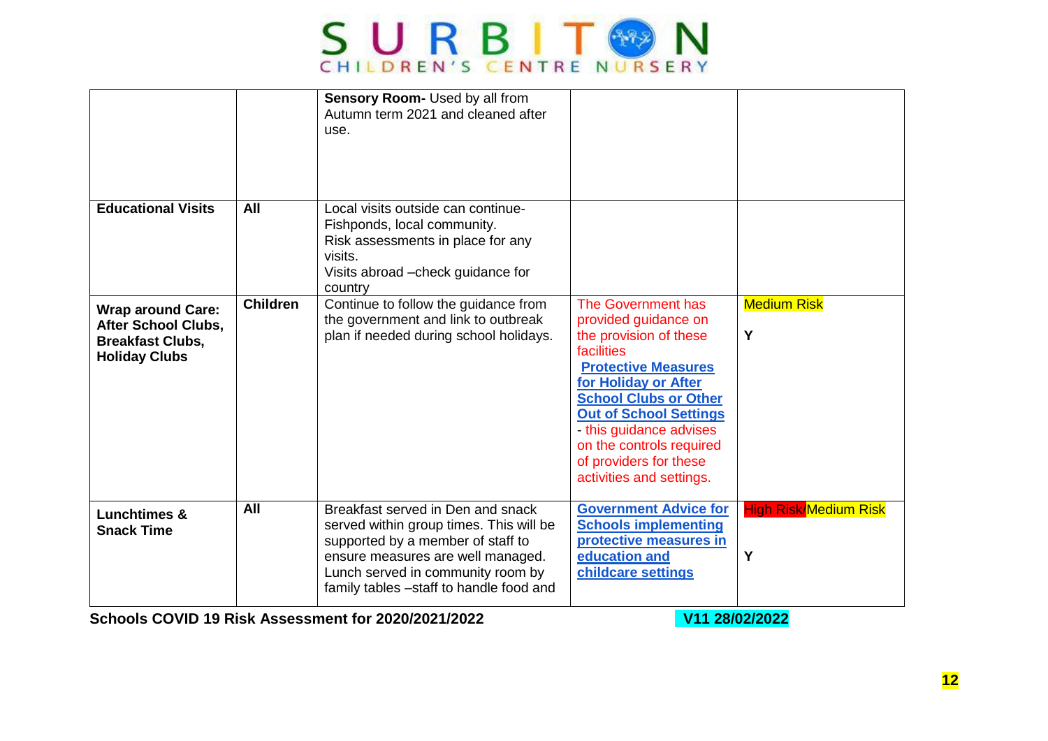| | | | | |
|---|---|---|---|---|
| | | **Sensory Room-** Used by all from Autumn term 2021 and cleaned after use. | | |
| **Educational Visits** | **All** | Local visits outside can continue- Fishponds, local community.<br>Risk assessments in place for any visits.<br>Visits abroad –check guidance for country | | |
| **Wrap around Care: After School Clubs, Breakfast Clubs, Holiday Clubs** | **Children** | Continue to follow the guidance from the government and link to outbreak plan if needed during school holidays. | The Government has provided guidance on the provision of these facilities **Protective Measures for Holiday or After School Clubs or Other Out of School Settings** - this guidance advises on the controls required of providers for these activities and settings. | Medium Risk<br><br>**Y** |
| **Lunchtimes & Snack Time** | **All** | Breakfast served in Den and snack served within group times. This will be supported by a member of staff to ensure measures are well managed. Lunch served in community room by family tables –staff to handle food and | **Government Advice for Schools implementing protective measures in education and childcare settings** | High Risk/Medium Risk<br><br>**Y** |

**Schools COVID 19 Risk Assessment for 2020/2021/2022** **V11 28/02/2022**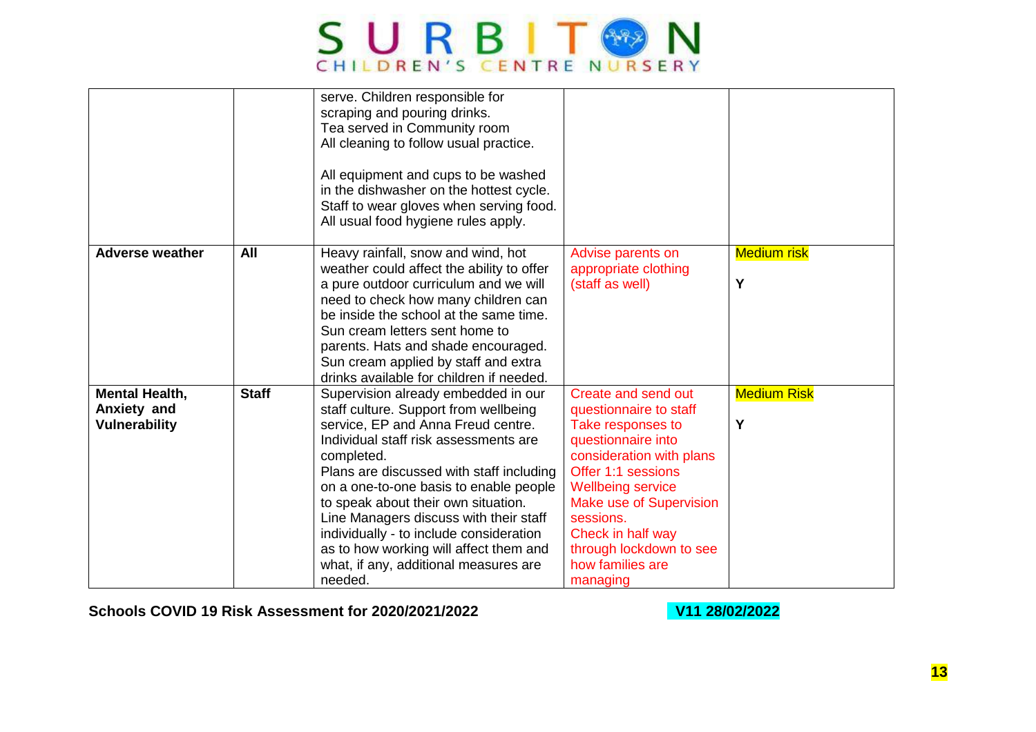| | | serve. Children responsible for scraping and pouring drinks.<br>Tea served in Community room<br>All cleaning to follow usual practice.<br><br>All equipment and cups to be washed in the dishwasher on the hottest cycle.<br>Staff to wear gloves when serving food.<br>All usual food hygiene rules apply. | | |
|---|---|---|---|---|
| **Adverse weather** | **All** | Heavy rainfall, snow and wind, hot weather could affect the ability to offer a pure outdoor curriculum and we will need to check how many children can be inside the school at the same time.<br>Sun cream letters sent home to parents. Hats and shade encouraged.<br>Sun cream applied by staff and extra drinks available for children if needed. | Advise parents on appropriate clothing (staff as well) | Medium risk<br><br>**Y** |
| **Mental Health, Anxiety and Vulnerability** | **Staff** | Supervision already embedded in our staff culture. Support from wellbeing service, EP and Anna Freud centre.<br>Individual staff risk assessments are completed.<br>Plans are discussed with staff including on a one-to-one basis to enable people to speak about their own situation.<br>Line Managers discuss with their staff individually - to include consideration as to how working will affect them and what, if any, additional measures are needed. | Create and send out questionnaire to staff<br>Take responses to questionnaire into consideration with plans<br>Offer 1:1 sessions<br>Wellbeing service<br>Make use of Supervision sessions.<br>Check in half way through lockdown to see how families are managing | Medium Risk<br><br>**Y** |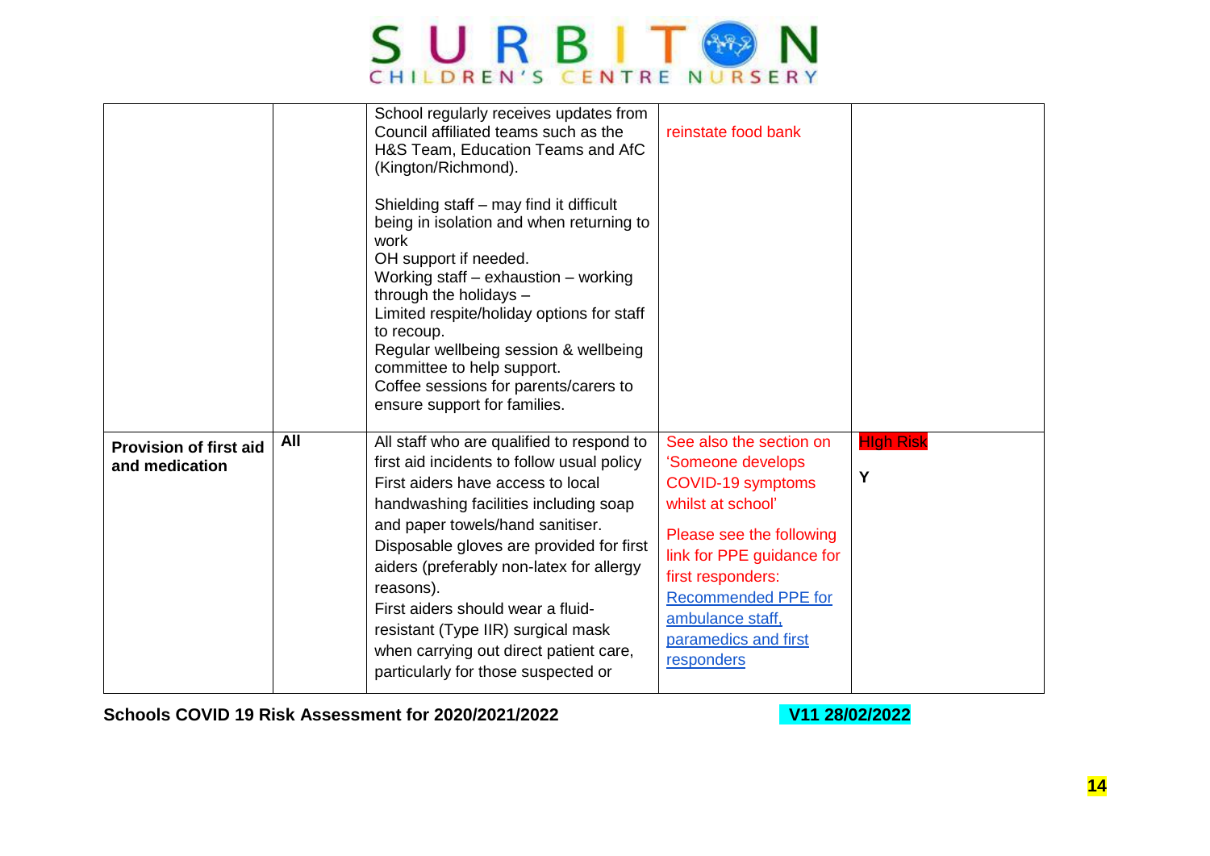| | | | | |
|---|---|---|---|---|
| | | School regularly receives updates from Council affiliated teams such as the H&S Team, Education Teams and AfC (Kington/Richmond).<br><br>Shielding staff – may find it difficult being in isolation and when returning to work<br>OH support if needed.<br>Working staff – exhaustion – working through the holidays –<br>Limited respite/holiday options for staff to recoup.<br>Regular wellbeing session & wellbeing committee to help support.<br>Coffee sessions for parents/carers to ensure support for families. | reinstate food bank | |
| **Provision of first aid and medication** | **All** | All staff who are qualified to respond to first aid incidents to follow usual policy<br>First aiders have access to local handwashing facilities including soap and paper towels/hand sanitiser.<br>Disposable gloves are provided for first aiders (preferably non-latex for allergy reasons).<br>First aiders should wear a fluid-resistant (Type IIR) surgical mask when carrying out direct patient care, particularly for those suspected or | See also the section on 'Someone develops COVID-19 symptoms whilst at school'<br><br>Please see the following link for PPE guidance for first responders:<br>[Recommended PPE for ambulance staff, paramedics and first responders]() | HIgh Risk<br><br>**Y** |

**Schools COVID 19 Risk Assessment for 2020/2021/2022** **V11 28/02/2022**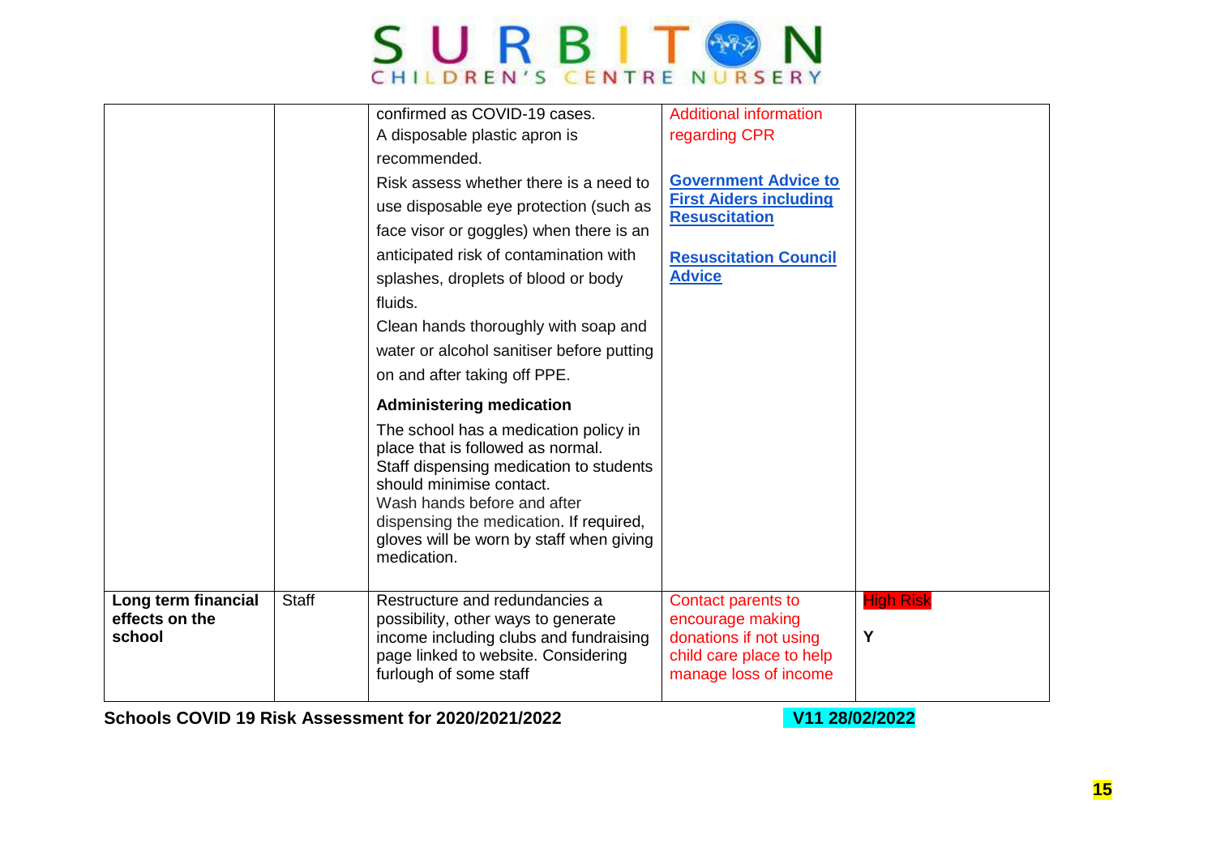| | | | | |
|---|---|---|---|---|
| | | confirmed as COVID-19 cases.<br>A disposable plastic apron is recommended.<br>Risk assess whether there is a need to use disposable eye protection (such as face visor or goggles) when there is an anticipated risk of contamination with splashes, droplets of blood or body fluids.<br>Clean hands thoroughly with soap and water or alcohol sanitiser before putting on and after taking off PPE.<br>**Administering medication**<br>The school has a medication policy in place that is followed as normal.<br>Staff dispensing medication to students should minimise contact.<br>Wash hands before and after dispensing the medication. If required, gloves will be worn by staff when giving medication. | Additional information regarding CPR<br>**Government Advice to First Aiders including Resuscitation**<br>**Resuscitation Council Advice** | |
| **Long term financial effects on the school** | Staff | Restructure and redundancies a possibility, other ways to generate income including clubs and fundraising page linked to website. Considering furlough of some staff | Contact parents to encourage making donations if not using child care place to help manage loss of income | High Risk<br>**Y** |

**Schools COVID 19 Risk Assessment for 2020/2021/2022** **V11 28/02/2022**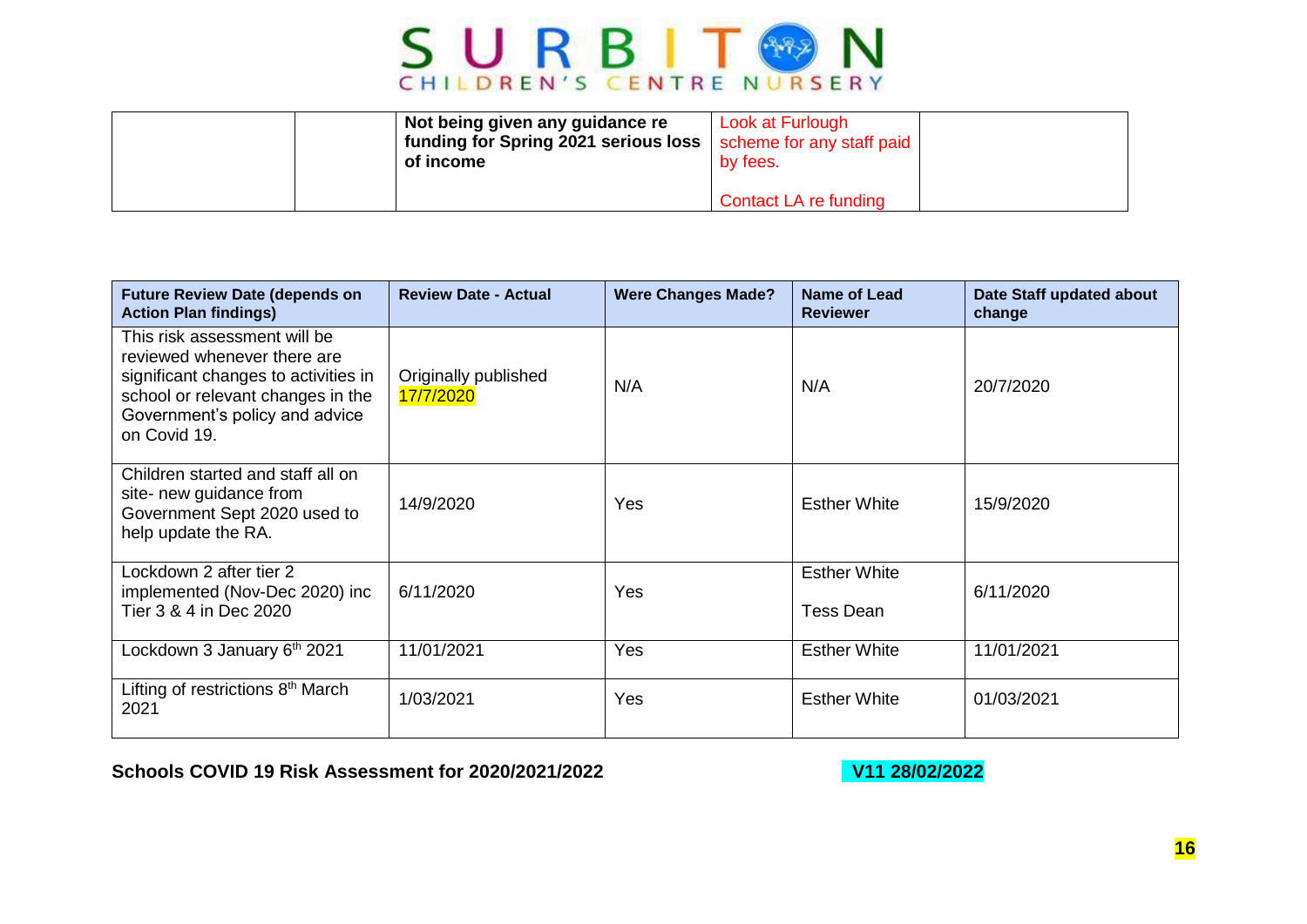| | | Not being given any guidance re funding for Spring 2021 serious loss of income | Look at Furlough scheme for any staff paid by fees.<br><br>Contact LA re funding | |
|---|---|---|---|---|

| Future Review Date (depends on Action Plan findings) | Review Date - Actual | Were Changes Made? | Name of Lead Reviewer | Date Staff updated about change |
|---|---|---|---|---|
| This risk assessment will be reviewed whenever there are significant changes to activities in school or relevant changes in the Government's policy and advice on Covid 19. | Originally published 17/7/2020 | N/A | N/A | 20/7/2020 |
| Children started and staff all on site- new guidance from Government Sept 2020 used to help update the RA. | 14/9/2020 | Yes | Esther White | 15/9/2020 |
| Lockdown 2 after tier 2 implemented (Nov-Dec 2020) inc Tier 3 & 4 in Dec 2020 | 6/11/2020 | Yes | Esther White<br><br>Tess Dean | 6/11/2020 |
| Lockdown 3 January 6th 2021 | 11/01/2021 | Yes | Esther White | 11/01/2021 |
| Lifting of restrictions 8th March 2021 | 1/03/2021 | Yes | Esther White | 01/03/2021 |

**Schools COVID 19 Risk Assessment for 2020/2021/2022** **V11 28/02/2022**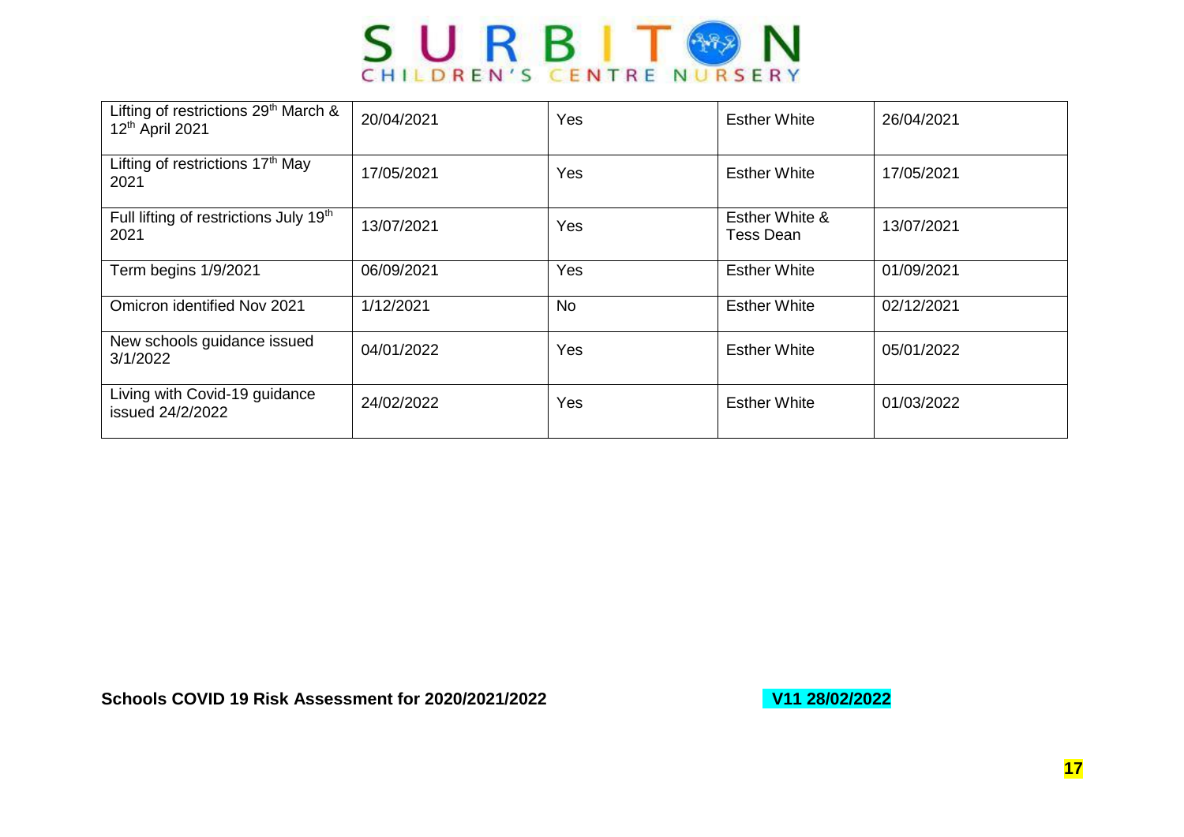SURBITON CHILDREN'S CENTRE NURSERY

| | | | | |
|---|---|---|---|---|
| Lifting of restrictions 29th March & 12th April 2021 | 20/04/2021 | Yes | Esther White | 26/04/2021 |
| Lifting of restrictions 17th May 2021 | 17/05/2021 | Yes | Esther White | 17/05/2021 |
| Full lifting of restrictions July 19th 2021 | 13/07/2021 | Yes | Esther White & Tess Dean | 13/07/2021 |
| Term begins 1/9/2021 | 06/09/2021 | Yes | Esther White | 01/09/2021 |
| Omicron identified Nov 2021 | 1/12/2021 | No | Esther White | 02/12/2021 |
| New schools guidance issued 3/1/2022 | 04/01/2022 | Yes | Esther White | 05/01/2022 |
| Living with Covid-19 guidance issued 24/2/2022 | 24/02/2022 | Yes | Esther White | 01/03/2022 |

**Schools COVID 19 Risk Assessment for 2020/2021/2022** **V11 28/02/2022**